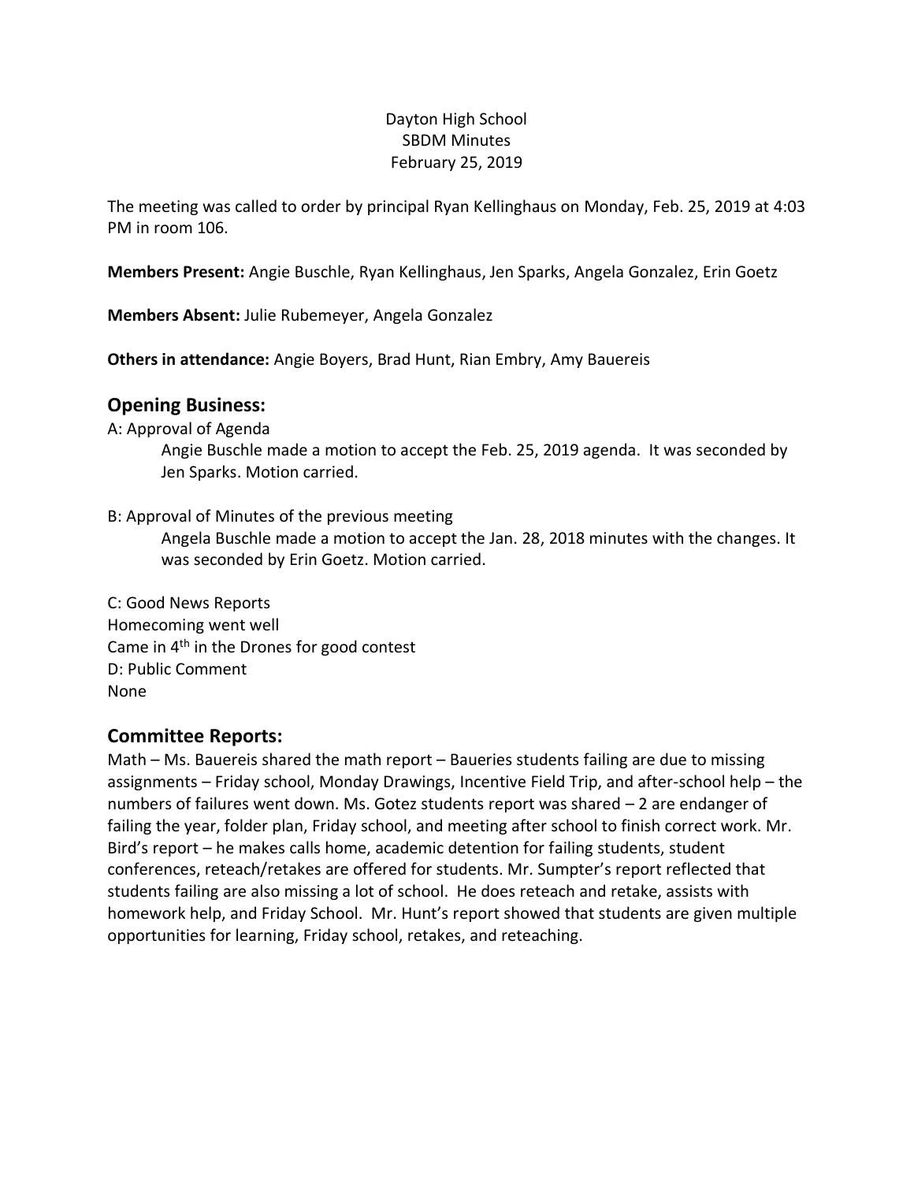Dayton High School
SBDM Minutes
February 25, 2019

The meeting was called to order by principal Ryan Kellinghaus on Monday, Feb. 25, 2019 at 4:03 PM in room 106.

**Members Present:** Angie Buschle, Ryan Kellinghaus, Jen Sparks, Angela Gonzalez, Erin Goetz

**Members Absent:** Julie Rubemeyer, Angela Gonzalez

**Others in attendance:** Angie Boyers, Brad Hunt, Rian Embry, Amy Bauereis

## Opening Business:

A: Approval of Agenda

Angie Buschle made a motion to accept the Feb. 25, 2019 agenda. It was seconded by Jen Sparks. Motion carried.

B: Approval of Minutes of the previous meeting

Angela Buschle made a motion to accept the Jan. 28, 2018 minutes with the changes. It was seconded by Erin Goetz. Motion carried.

C: Good News Reports
Homecoming went well
Came in 4th in the Drones for good contest
D: Public Comment
None

## Committee Reports:

Math – Ms. Bauereis shared the math report – Baueries students failing are due to missing assignments – Friday school, Monday Drawings, Incentive Field Trip, and after-school help – the numbers of failures went down. Ms. Gotez students report was shared – 2 are endanger of failing the year, folder plan, Friday school, and meeting after school to finish correct work. Mr. Bird's report – he makes calls home, academic detention for failing students, student conferences, reteach/retakes are offered for students. Mr. Sumpter's report reflected that students failing are also missing a lot of school. He does reteach and retake, assists with homework help, and Friday School. Mr. Hunt's report showed that students are given multiple opportunities for learning, Friday school, retakes, and reteaching.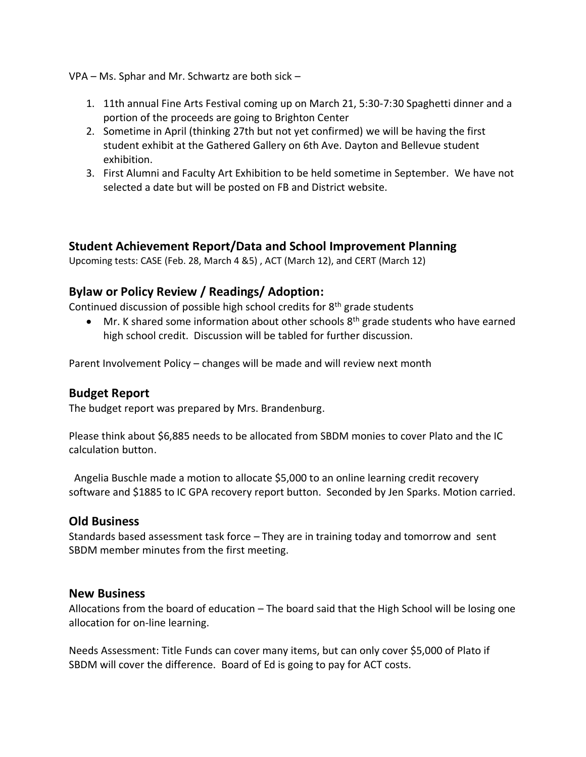VPA – Ms. Sphar and Mr. Schwartz are both sick –

1. 11th annual Fine Arts Festival coming up on March 21, 5:30-7:30 Spaghetti dinner and a portion of the proceeds are going to Brighton Center
2. Sometime in April (thinking 27th but not yet confirmed) we will be having the first student exhibit at the Gathered Gallery on 6th Ave. Dayton and Bellevue student exhibition.
3. First Alumni and Faculty Art Exhibition to be held sometime in September. We have not selected a date but will be posted on FB and District website.

## Student Achievement Report/Data and School Improvement Planning

Upcoming tests: CASE (Feb. 28, March 4 &5) , ACT (March 12), and CERT (March 12)

## Bylaw or Policy Review / Readings/ Adoption:

Continued discussion of possible high school credits for 8th grade students

- Mr. K shared some information about other schools 8th grade students who have earned high school credit. Discussion will be tabled for further discussion.

Parent Involvement Policy – changes will be made and will review next month

## Budget Report

The budget report was prepared by Mrs. Brandenburg.

Please think about $6,885 needs to be allocated from SBDM monies to cover Plato and the IC calculation button.

Angelia Buschle made a motion to allocate $5,000 to an online learning credit recovery software and $1885 to IC GPA recovery report button. Seconded by Jen Sparks. Motion carried.

## Old Business

Standards based assessment task force – They are in training today and tomorrow and sent SBDM member minutes from the first meeting.

## New Business

Allocations from the board of education – The board said that the High School will be losing one allocation for on-line learning.

Needs Assessment: Title Funds can cover many items, but can only cover $5,000 of Plato if SBDM will cover the difference. Board of Ed is going to pay for ACT costs.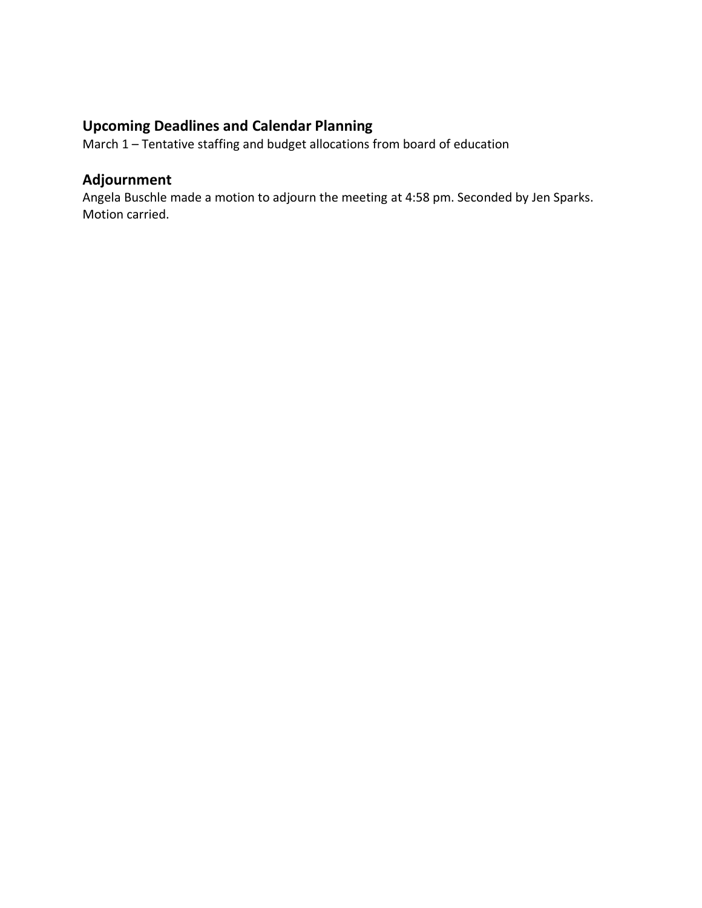## Upcoming Deadlines and Calendar Planning

March 1 – Tentative staffing and budget allocations from board of education

## Adjournment

Angela Buschle made a motion to adjourn the meeting at 4:58 pm. Seconded by Jen Sparks. Motion carried.